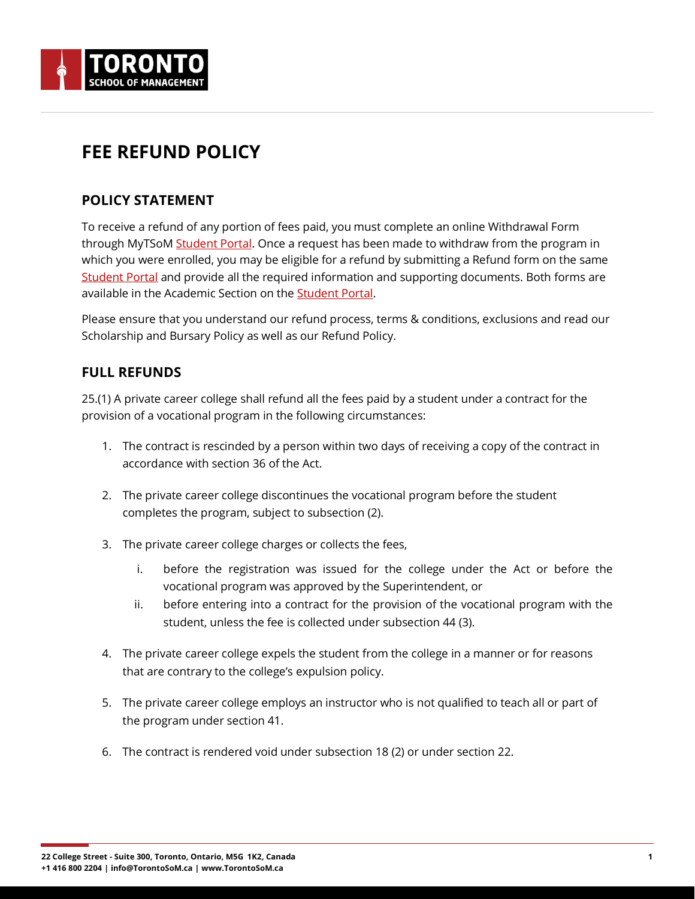# FEE REFUND POLICY

## POLICY STATEMENT

To receive a refund of any portion of fees paid, you must complete an online Withdrawal Form through MyTSoM Student Portal. Once a request has been made to withdraw from the program in which you were enrolled, you may be eligible for a refund by submitting a Refund form on the same Student Portal and provide all the required information and supporting documents. Both forms are available in the Academic Section on the Student Portal.

Please ensure that you understand our refund process, terms & conditions, exclusions and read our Scholarship and Bursary Policy as well as our Refund Policy.

## FULL REFUNDS

25.(1) A private career college shall refund all the fees paid by a student under a contract for the provision of a vocational program in the following circumstances:

1. The contract is rescinded by a person within two days of receiving a copy of the contract in accordance with section 36 of the Act.

2. The private career college discontinues the vocational program before the student completes the program, subject to subsection (2).

3. The private career college charges or collects the fees,
   i. before the registration was issued for the college under the Act or before the vocational program was approved by the Superintendent, or
   ii. before entering into a contract for the provision of the vocational program with the student, unless the fee is collected under subsection 44 (3).

4. The private career college expels the student from the college in a manner or for reasons that are contrary to the college's expulsion policy.

5. The private career college employs an instructor who is not qualified to teach all or part of the program under section 41.

6. The contract is rendered void under subsection 18 (2) or under section 22.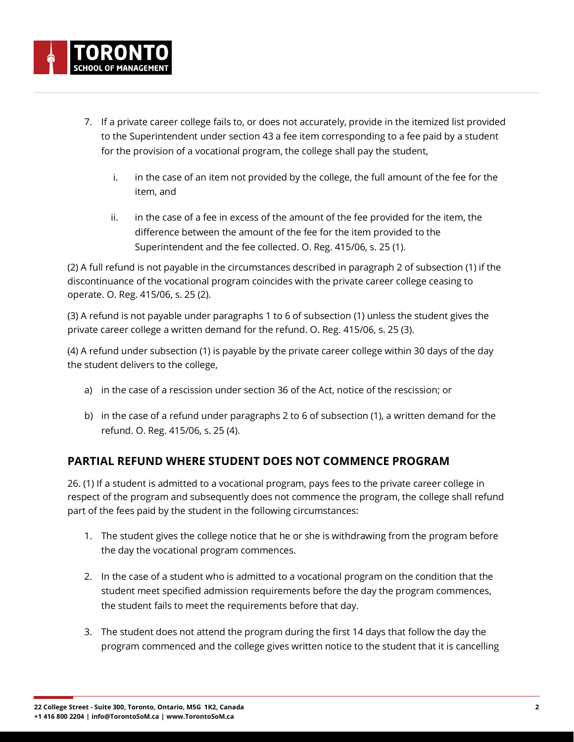7. If a private career college fails to, or does not accurately, provide in the itemized list provided to the Superintendent under section 43 a fee item corresponding to a fee paid by a student for the provision of a vocational program, the college shall pay the student,

    i. in the case of an item not provided by the college, the full amount of the fee for the item, and

    ii. in the case of a fee in excess of the amount of the fee provided for the item, the difference between the amount of the fee for the item provided to the Superintendent and the fee collected. O. Reg. 415/06, s. 25 (1).

(2) A full refund is not payable in the circumstances described in paragraph 2 of subsection (1) if the discontinuance of the vocational program coincides with the private career college ceasing to operate. O. Reg. 415/06, s. 25 (2).

(3) A refund is not payable under paragraphs 1 to 6 of subsection (1) unless the student gives the private career college a written demand for the refund. O. Reg. 415/06, s. 25 (3).

(4) A refund under subsection (1) is payable by the private career college within 30 days of the day the student delivers to the college,

a) in the case of a rescission under section 36 of the Act, notice of the rescission; or

b) in the case of a refund under paragraphs 2 to 6 of subsection (1), a written demand for the refund. O. Reg. 415/06, s. 25 (4).

## PARTIAL REFUND WHERE STUDENT DOES NOT COMMENCE PROGRAM

26. (1) If a student is admitted to a vocational program, pays fees to the private career college in respect of the program and subsequently does not commence the program, the college shall refund part of the fees paid by the student in the following circumstances:

1. The student gives the college notice that he or she is withdrawing from the program before the day the vocational program commences.

2. In the case of a student who is admitted to a vocational program on the condition that the student meet specified admission requirements before the day the program commences, the student fails to meet the requirements before that day.

3. The student does not attend the program during the first 14 days that follow the day the program commenced and the college gives written notice to the student that it is cancelling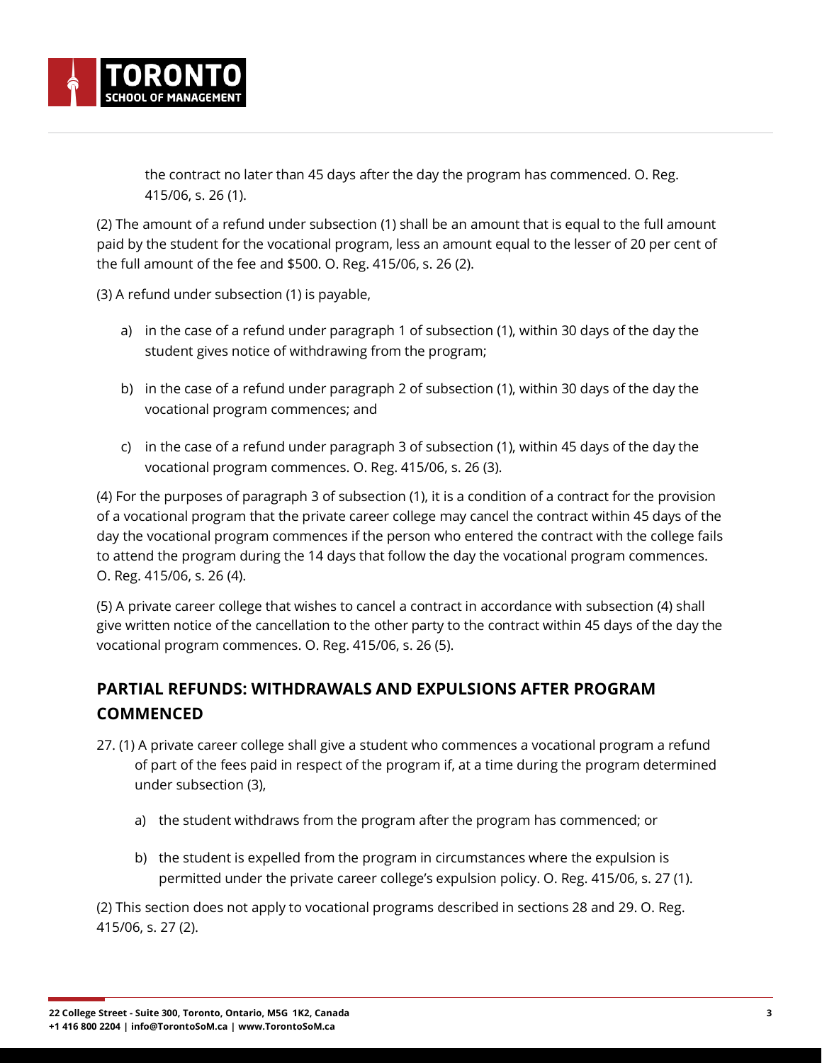the contract no later than 45 days after the day the program has commenced. O. Reg. 415/06, s. 26 (1).

(2) The amount of a refund under subsection (1) shall be an amount that is equal to the full amount paid by the student for the vocational program, less an amount equal to the lesser of 20 per cent of the full amount of the fee and $500. O. Reg. 415/06, s. 26 (2).

(3) A refund under subsection (1) is payable,

a) in the case of a refund under paragraph 1 of subsection (1), within 30 days of the day the student gives notice of withdrawing from the program;

b) in the case of a refund under paragraph 2 of subsection (1), within 30 days of the day the vocational program commences; and

c) in the case of a refund under paragraph 3 of subsection (1), within 45 days of the day the vocational program commences. O. Reg. 415/06, s. 26 (3).

(4) For the purposes of paragraph 3 of subsection (1), it is a condition of a contract for the provision of a vocational program that the private career college may cancel the contract within 45 days of the day the vocational program commences if the person who entered the contract with the college fails to attend the program during the 14 days that follow the day the vocational program commences. O. Reg. 415/06, s. 26 (4).

(5) A private career college that wishes to cancel a contract in accordance with subsection (4) shall give written notice of the cancellation to the other party to the contract within 45 days of the day the vocational program commences. O. Reg. 415/06, s. 26 (5).

## PARTIAL REFUNDS: WITHDRAWALS AND EXPULSIONS AFTER PROGRAM COMMENCED

27. (1) A private career college shall give a student who commences a vocational program a refund of part of the fees paid in respect of the program if, at a time during the program determined under subsection (3),

a) the student withdraws from the program after the program has commenced; or

b) the student is expelled from the program in circumstances where the expulsion is permitted under the private career college's expulsion policy. O. Reg. 415/06, s. 27 (1).

(2) This section does not apply to vocational programs described in sections 28 and 29. O. Reg. 415/06, s. 27 (2).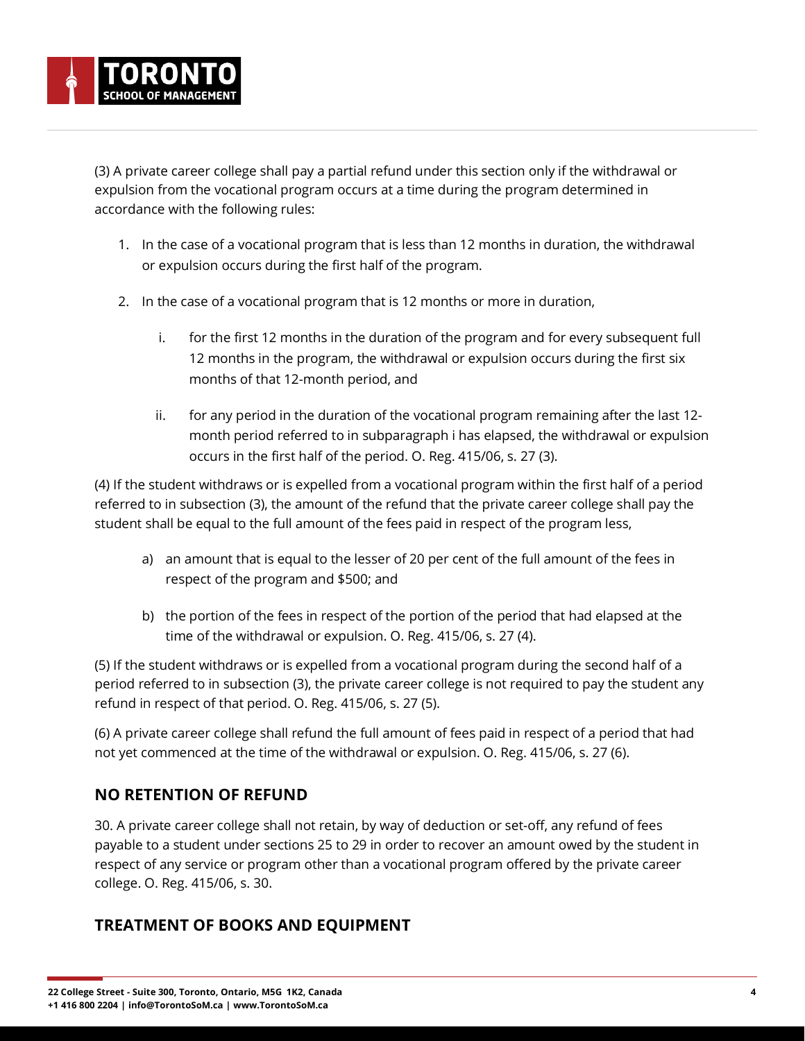(3) A private career college shall pay a partial refund under this section only if the withdrawal or expulsion from the vocational program occurs at a time during the program determined in accordance with the following rules:

1. In the case of a vocational program that is less than 12 months in duration, the withdrawal or expulsion occurs during the first half of the program.

2. In the case of a vocational program that is 12 months or more in duration,

   i. for the first 12 months in the duration of the program and for every subsequent full 12 months in the program, the withdrawal or expulsion occurs during the first six months of that 12-month period, and

   ii. for any period in the duration of the vocational program remaining after the last 12-month period referred to in subparagraph i has elapsed, the withdrawal or expulsion occurs in the first half of the period. O. Reg. 415/06, s. 27 (3).

(4) If the student withdraws or is expelled from a vocational program within the first half of a period referred to in subsection (3), the amount of the refund that the private career college shall pay the student shall be equal to the full amount of the fees paid in respect of the program less,

a) an amount that is equal to the lesser of 20 per cent of the full amount of the fees in respect of the program and $500; and

b) the portion of the fees in respect of the portion of the period that had elapsed at the time of the withdrawal or expulsion. O. Reg. 415/06, s. 27 (4).

(5) If the student withdraws or is expelled from a vocational program during the second half of a period referred to in subsection (3), the private career college is not required to pay the student any refund in respect of that period. O. Reg. 415/06, s. 27 (5).

(6) A private career college shall refund the full amount of fees paid in respect of a period that had not yet commenced at the time of the withdrawal or expulsion. O. Reg. 415/06, s. 27 (6).

## NO RETENTION OF REFUND

30. A private career college shall not retain, by way of deduction or set-off, any refund of fees payable to a student under sections 25 to 29 in order to recover an amount owed by the student in respect of any service or program other than a vocational program offered by the private career college. O. Reg. 415/06, s. 30.

## TREATMENT OF BOOKS AND EQUIPMENT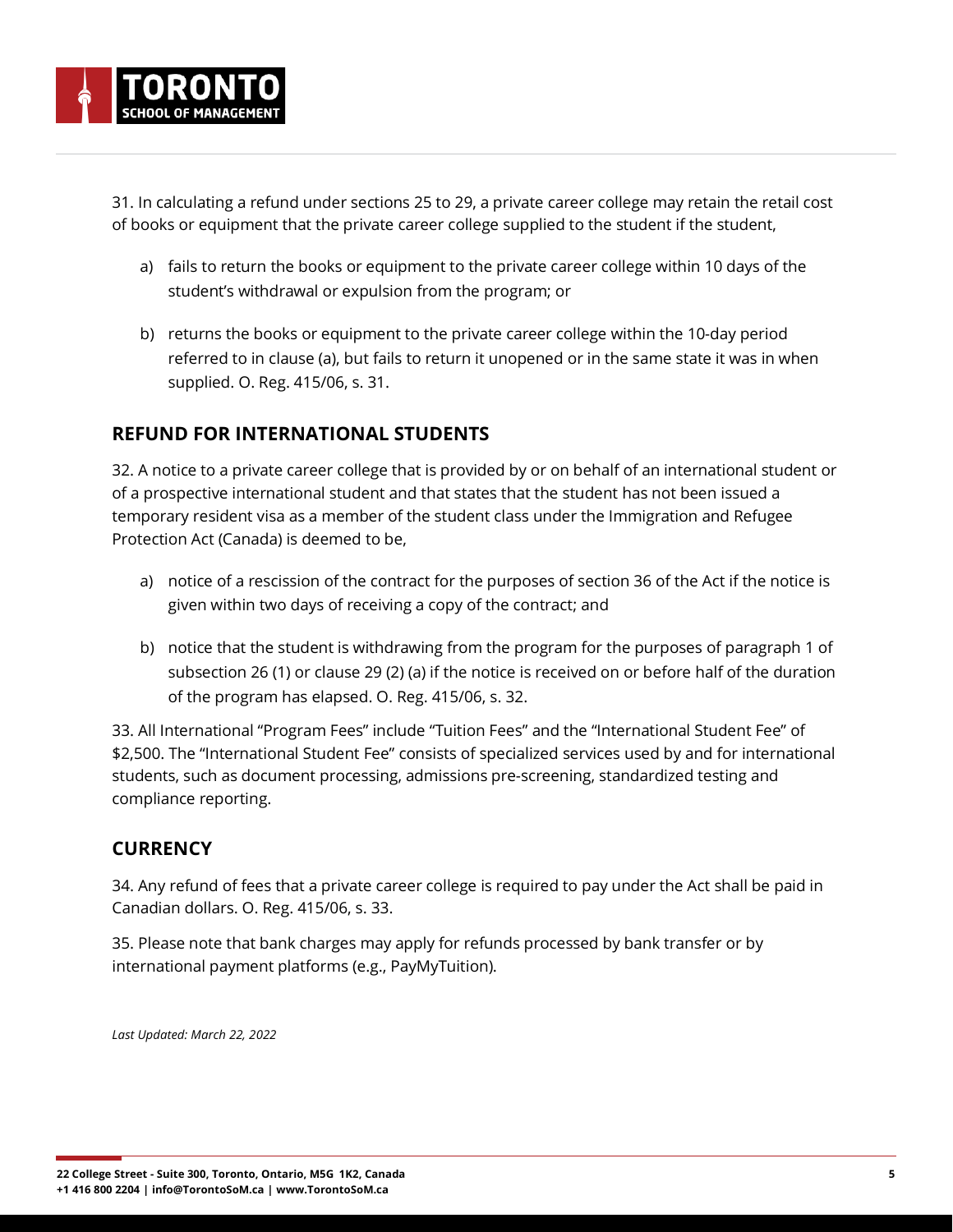31. In calculating a refund under sections 25 to 29, a private career college may retain the retail cost of books or equipment that the private career college supplied to the student if the student,

a) fails to return the books or equipment to the private career college within 10 days of the student's withdrawal or expulsion from the program; or

b) returns the books or equipment to the private career college within the 10-day period referred to in clause (a), but fails to return it unopened or in the same state it was in when supplied. O. Reg. 415/06, s. 31.

## REFUND FOR INTERNATIONAL STUDENTS

32. A notice to a private career college that is provided by or on behalf of an international student or of a prospective international student and that states that the student has not been issued a temporary resident visa as a member of the student class under the Immigration and Refugee Protection Act (Canada) is deemed to be,

a) notice of a rescission of the contract for the purposes of section 36 of the Act if the notice is given within two days of receiving a copy of the contract; and

b) notice that the student is withdrawing from the program for the purposes of paragraph 1 of subsection 26 (1) or clause 29 (2) (a) if the notice is received on or before half of the duration of the program has elapsed. O. Reg. 415/06, s. 32.

33. All International "Program Fees" include "Tuition Fees" and the "International Student Fee" of $2,500. The "International Student Fee" consists of specialized services used by and for international students, such as document processing, admissions pre-screening, standardized testing and compliance reporting.

## CURRENCY

34. Any refund of fees that a private career college is required to pay under the Act shall be paid in Canadian dollars. O. Reg. 415/06, s. 33.

35. Please note that bank charges may apply for refunds processed by bank transfer or by international payment platforms (e.g., PayMyTuition).

*Last Updated: March 22, 2022*